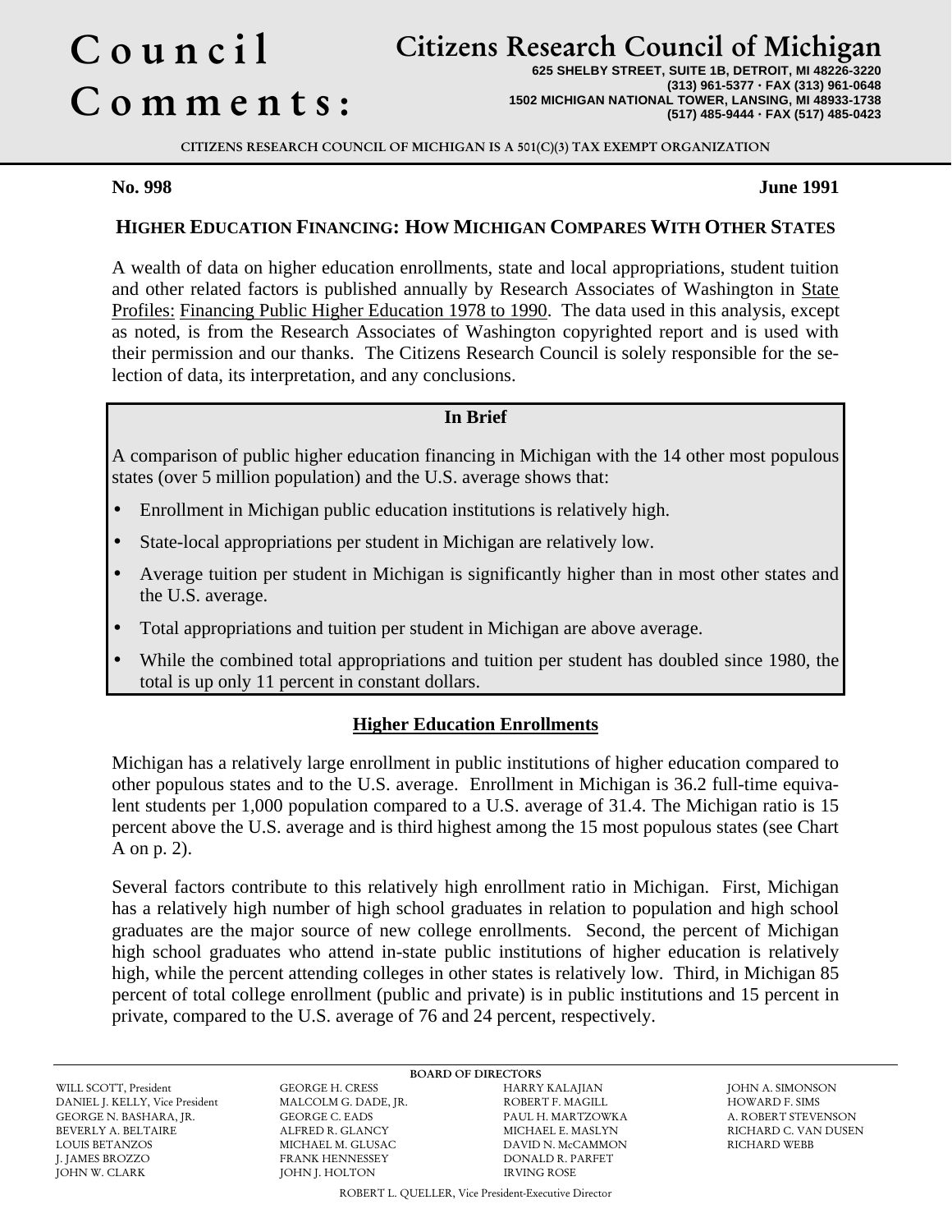# Council Comments:

## Citizens Research Council of Michigan

**625 SHELBY STREET, SUITE 1B, DETROIT, MI 48226-3220**
**(313) 961-5377 · FAX (313) 961-0648**
**1502 MICHIGAN NATIONAL TOWER, LANSING, MI 48933-1738**
**(517) 485-9444 · FAX (517) 485-0423**

CITIZENS RESEARCH COUNCIL OF MICHIGAN IS A 501(C)(3) TAX EXEMPT ORGANIZATION

**No. 998** **June 1991**

## HIGHER EDUCATION FINANCING: HOW MICHIGAN COMPARES WITH OTHER STATES

A wealth of data on higher education enrollments, state and local appropriations, student tuition and other related factors is published annually by Research Associates of Washington in State Profiles: Financing Public Higher Education 1978 to 1990. The data used in this analysis, except as noted, is from the Research Associates of Washington copyrighted report and is used with their permission and our thanks. The Citizens Research Council is solely responsible for the selection of data, its interpretation, and any conclusions.

**In Brief**

A comparison of public higher education financing in Michigan with the 14 other most populous states (over 5 million population) and the U.S. average shows that:

- Enrollment in Michigan public education institutions is relatively high.
- State-local appropriations per student in Michigan are relatively low.
- Average tuition per student in Michigan is significantly higher than in most other states and the U.S. average.
- Total appropriations and tuition per student in Michigan are above average.
- While the combined total appropriations and tuition per student has doubled since 1980, the total is up only 11 percent in constant dollars.

### Higher Education Enrollments

Michigan has a relatively large enrollment in public institutions of higher education compared to other populous states and to the U.S. average. Enrollment in Michigan is 36.2 full-time equivalent students per 1,000 population compared to a U.S. average of 31.4. The Michigan ratio is 15 percent above the U.S. average and is third highest among the 15 most populous states (see Chart A on p. 2).

Several factors contribute to this relatively high enrollment ratio in Michigan. First, Michigan has a relatively high number of high school graduates in relation to population and high school graduates are the major source of new college enrollments. Second, the percent of Michigan high school graduates who attend in-state public institutions of higher education is relatively high, while the percent attending colleges in other states is relatively low. Third, in Michigan 85 percent of total college enrollment (public and private) is in public institutions and 15 percent in private, compared to the U.S. average of 76 and 24 percent, respectively.

BOARD OF DIRECTORS

WILL SCOTT, President
DANIEL J. KELLY, Vice President
GEORGE N. BASHARA, JR.
BEVERLY A. BELTAIRE
LOUIS BETANZOS
J. JAMES BROZZO
JOHN W. CLARK
GEORGE H. CRESS
MALCOLM G. DADE, JR.
GEORGE C. EADS
ALFRED R. GLANCY
MICHAEL M. GLUSAC
FRANK HENNESSEY
JOHN J. HOLTON
HARRY KALAJIAN
ROBERT F. MAGILL
PAUL H. MARTZOWKA
MICHAEL E. MASLYN
DAVID N. McCAMMON
DONALD R. PARFET
IRVING ROSE
JOHN A. SIMONSON
HOWARD F. SIMS
A. ROBERT STEVENSON
RICHARD C. VAN DUSEN
RICHARD WEBB

ROBERT L. QUELLER, Vice President-Executive Director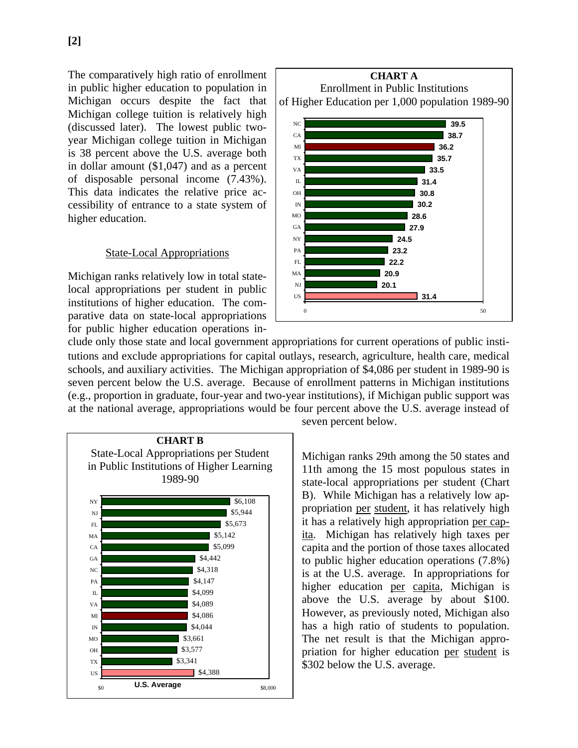The comparatively high ratio of enrollment in public higher education to population in Michigan occurs despite the fact that Michigan college tuition is relatively high (discussed later). The lowest public two-year Michigan college tuition in Michigan is 38 percent above the U.S. average both in dollar amount ($1,047) and as a percent of disposable personal income (7.43%). This data indicates the relative price accessibility of entrance to a state system of higher education.

**CHART A**
Enrollment in Public Institutions of Higher Education per 1,000 population 1989-90

| State | Enrollment per 1,000 population |
|---|---|
| NC | 39.5 |
| CA | 38.7 |
| MI | 36.2 |
| TX | 35.7 |
| VA | 33.5 |
| IL | 31.4 |
| OH | 30.8 |
| IN | 30.2 |
| MO | 28.6 |
| GA | 27.9 |
| NY | 24.5 |
| PA | 23.2 |
| FL | 22.2 |
| MA | 20.9 |
| NJ | 20.1 |
| US | 31.4 |

## State-Local Appropriations

Michigan ranks relatively low in total state-local appropriations per student in public institutions of higher education. The comparative data on state-local appropriations for public higher education operations include only those state and local government appropriations for current operations of public institutions and exclude appropriations for capital outlays, research, agriculture, health care, medical schools, and auxiliary activities. The Michigan appropriation of $4,086 per student in 1989-90 is seven percent below the U.S. average. Because of enrollment patterns in Michigan institutions (e.g., proportion in graduate, four-year and two-year institutions), if Michigan public support was at the national average, appropriations would be four percent above the U.S. average instead of seven percent below.

**CHART B**
State-Local Appropriations per Student in Public Institutions of Higher Learning 1989-90

| State | Appropriation per Student |
|---|---|
| NY | $6,108 |
| NJ | $5,944 |
| FL | $5,673 |
| MA | $5,142 |
| CA | $5,099 |
| GA | $4,442 |
| NC | $4,318 |
| PA | $4,147 |
| IL | $4,099 |
| VA | $4,089 |
| MI | $4,086 |
| IN | $4,044 |
| MO | $3,661 |
| OH | $3,577 |
| TX | $3,341 |
| US (U.S. Average) | $4,388 |

Michigan ranks 29th among the 50 states and 11th among the 15 most populous states in state-local appropriations per student (Chart B). While Michigan has a relatively low appropriation per student, it has relatively high it has a relatively high appropriation per capita. Michigan has relatively high taxes per capita and the portion of those taxes allocated to public higher education operations (7.8%) is at the U.S. average. In appropriations for higher education per capita, Michigan is above the U.S. average by about $100. However, as previously noted, Michigan also has a high ratio of students to population. The net result is that the Michigan appropriation for higher education per student is $302 below the U.S. average.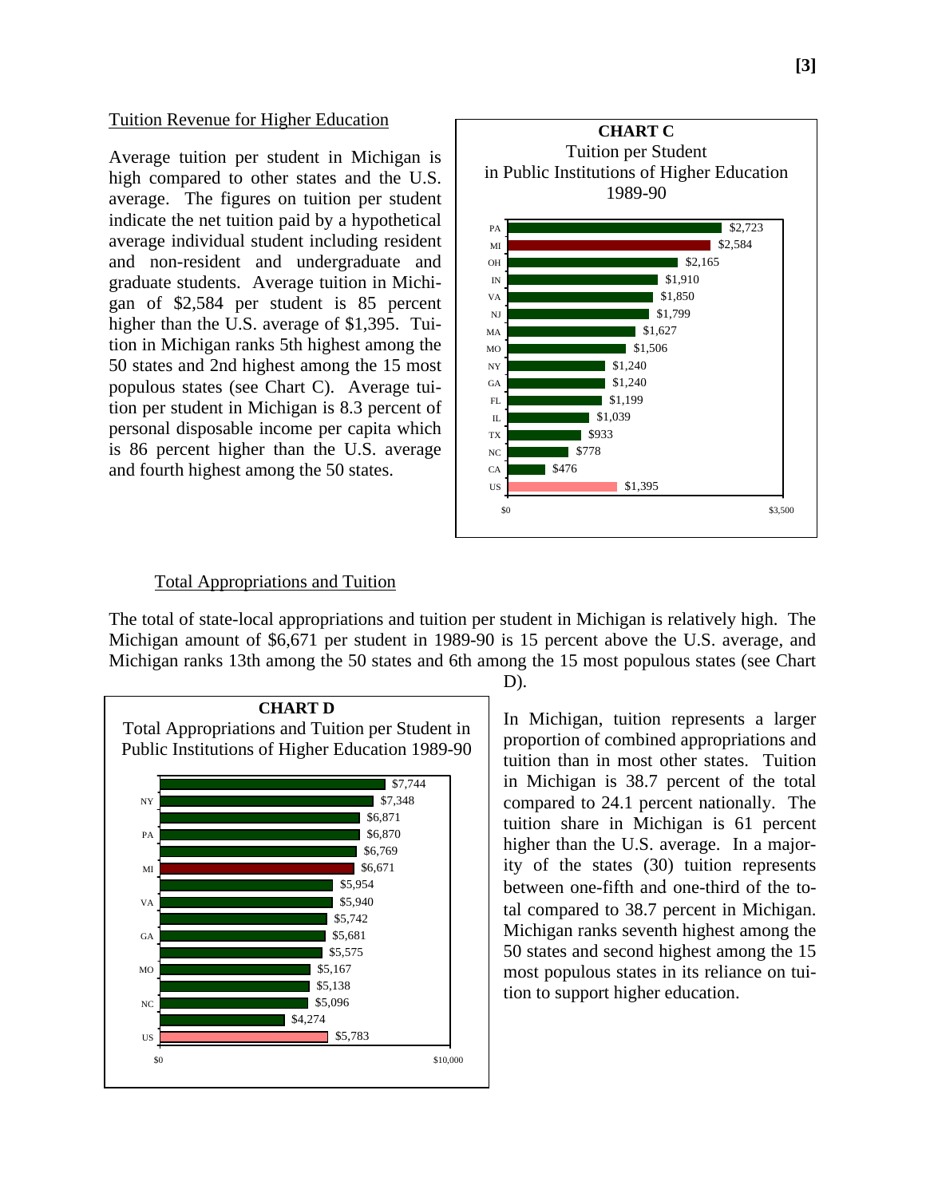## Tuition Revenue for Higher Education

Average tuition per student in Michigan is high compared to other states and the U.S. average. The figures on tuition per student indicate the net tuition paid by a hypothetical average individual student including resident and non-resident and undergraduate and graduate students. Average tuition in Michigan of $2,584 per student is 85 percent higher than the U.S. average of $1,395. Tuition in Michigan ranks 5th highest among the 50 states and 2nd highest among the 15 most populous states (see Chart C). Average tuition per student in Michigan is 8.3 percent of personal disposable income per capita which is 86 percent higher than the U.S. average and fourth highest among the 50 states.

**CHART C**
Tuition per Student in Public Institutions of Higher Education 1989-90

| State | Tuition per Student |
|---|---|
| PA | $2,723 |
| MI | $2,584 |
| OH | $2,165 |
| IN | $1,910 |
| VA | $1,850 |
| NJ | $1,799 |
| MA | $1,627 |
| MO | $1,506 |
| NY | $1,240 |
| GA | $1,240 |
| FL | $1,199 |
| IL | $1,039 |
| TX | $933 |
| NC | $778 |
| CA | $476 |
| US | $1,395 |

## Total Appropriations and Tuition

The total of state-local appropriations and tuition per student in Michigan is relatively high. The Michigan amount of $6,671 per student in 1989-90 is 15 percent above the U.S. average, and Michigan ranks 13th among the 50 states and 6th among the 15 most populous states (see Chart D).

**CHART D**
Total Appropriations and Tuition per Student in Public Institutions of Higher Education 1989-90

| State | Total per Student |
|---|---|
| | $7,744 |
| NY | $7,348 |
| | $6,871 |
| PA | $6,870 |
| | $6,769 |
| MI | $6,671 |
| | $5,954 |
| VA | $5,940 |
| | $5,742 |
| GA | $5,681 |
| | $5,575 |
| MO | $5,167 |
| | $5,138 |
| NC | $5,096 |
| | $4,274 |
| US | $5,783 |

In Michigan, tuition represents a larger proportion of combined appropriations and tuition than in most other states. Tuition in Michigan is 38.7 percent of the total compared to 24.1 percent nationally. The tuition share in Michigan is 61 percent higher than the U.S. average. In a majority of the states (30) tuition represents between one-fifth and one-third of the total compared to 38.7 percent in Michigan. Michigan ranks seventh highest among the 50 states and second highest among the 15 most populous states in its reliance on tuition to support higher education.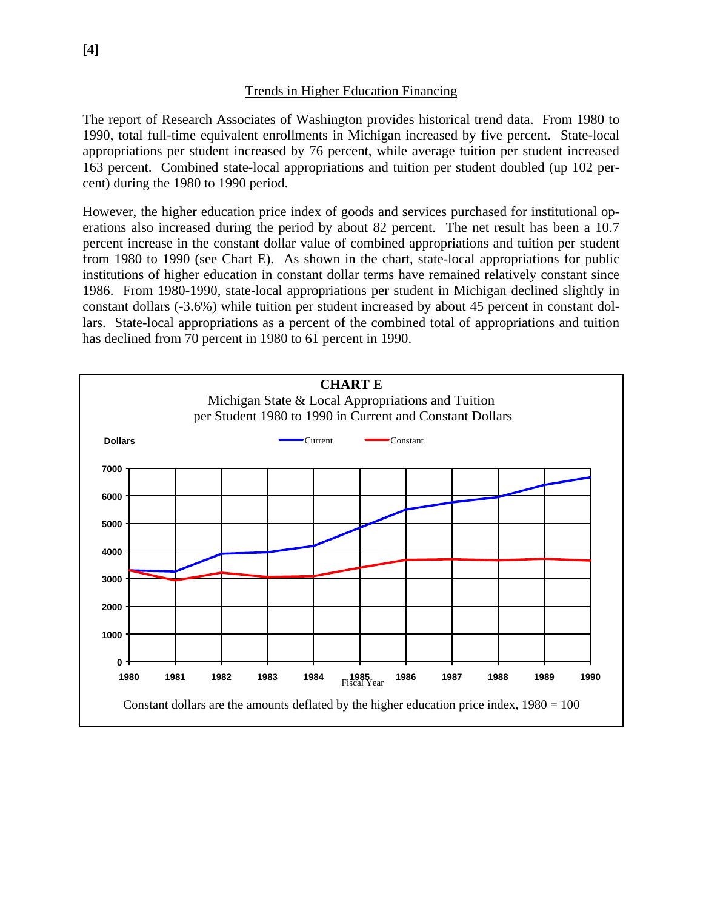## Trends in Higher Education Financing

The report of Research Associates of Washington provides historical trend data. From 1980 to 1990, total full-time equivalent enrollments in Michigan increased by five percent. State-local appropriations per student increased by 76 percent, while average tuition per student increased 163 percent. Combined state-local appropriations and tuition per student doubled (up 102 percent) during the 1980 to 1990 period.

However, the higher education price index of goods and services purchased for institutional operations also increased during the period by about 82 percent. The net result has been a 10.7 percent increase in the constant dollar value of combined appropriations and tuition per student from 1980 to 1990 (see Chart E). As shown in the chart, state-local appropriations for public institutions of higher education in constant dollar terms have remained relatively constant since 1986. From 1980-1990, state-local appropriations per student in Michigan declined slightly in constant dollars (-3.6%) while tuition per student increased by about 45 percent in constant dollars. State-local appropriations as a percent of the combined total of appropriations and tuition has declined from 70 percent in 1980 to 61 percent in 1990.

**CHART E**
Michigan State & Local Appropriations and Tuition
per Student 1980 to 1990 in Current and Constant Dollars

Dollars
Current
Constant

7000
6000
5000
4000
3000
2000
1000
0

1980 1981 1982 1983 1984 1985 1986 1987 1988 1989 1990
Fiscal Year

Constant dollars are the amounts deflated by the higher education price index, 1980 = 100